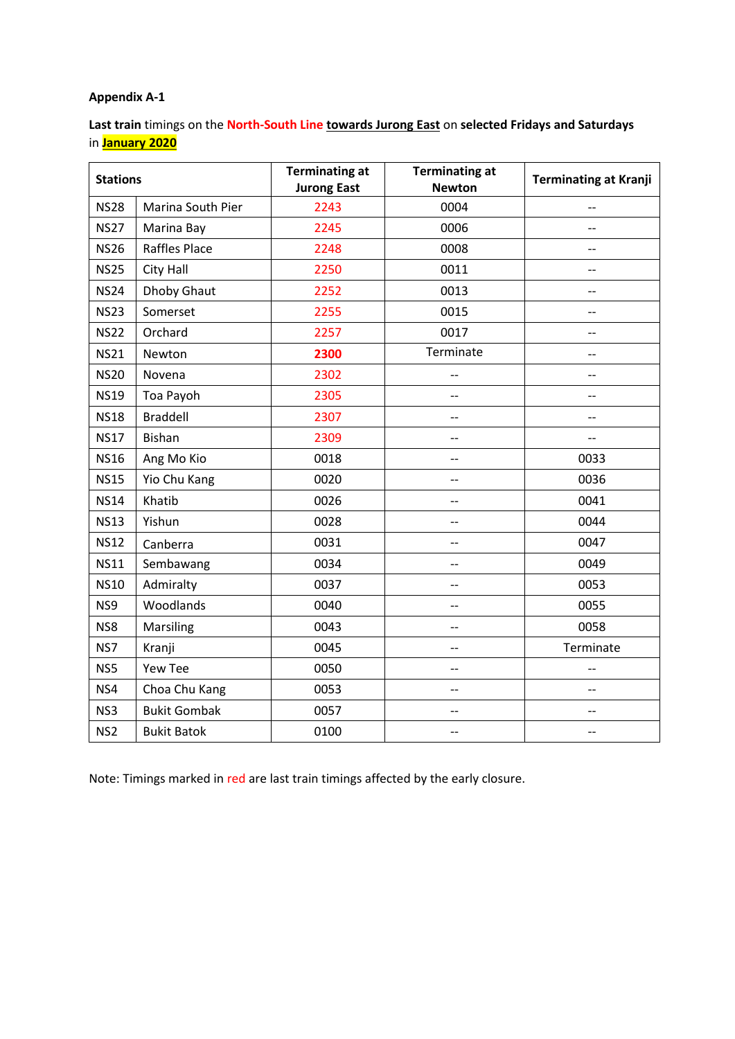**Appendix A-1**

**Last train** timings on the **North-South Line** **towards Jurong East** on **selected Fridays and Saturdays** in **January 2020**

| Stations | | Terminating at Jurong East | Terminating at Newton | Terminating at Kranji |
|---|---|---|---|---|
| NS28 | Marina South Pier | 2243 | 0004 | -- |
| NS27 | Marina Bay | 2245 | 0006 | -- |
| NS26 | Raffles Place | 2248 | 0008 | -- |
| NS25 | City Hall | 2250 | 0011 | -- |
| NS24 | Dhoby Ghaut | 2252 | 0013 | -- |
| NS23 | Somerset | 2255 | 0015 | -- |
| NS22 | Orchard | 2257 | 0017 | -- |
| NS21 | Newton | **2300** | Terminate | -- |
| NS20 | Novena | 2302 | -- | -- |
| NS19 | Toa Payoh | 2305 | -- | -- |
| NS18 | Braddell | 2307 | -- | -- |
| NS17 | Bishan | 2309 | -- | -- |
| NS16 | Ang Mo Kio | 0018 | -- | 0033 |
| NS15 | Yio Chu Kang | 0020 | -- | 0036 |
| NS14 | Khatib | 0026 | -- | 0041 |
| NS13 | Yishun | 0028 | -- | 0044 |
| NS12 | Canberra | 0031 | -- | 0047 |
| NS11 | Sembawang | 0034 | -- | 0049 |
| NS10 | Admiralty | 0037 | -- | 0053 |
| NS9 | Woodlands | 0040 | -- | 0055 |
| NS8 | Marsiling | 0043 | -- | 0058 |
| NS7 | Kranji | 0045 | -- | Terminate |
| NS5 | Yew Tee | 0050 | -- | -- |
| NS4 | Choa Chu Kang | 0053 | -- | -- |
| NS3 | Bukit Gombak | 0057 | -- | -- |
| NS2 | Bukit Batok | 0100 | -- | -- |

Note: Timings marked in red are last train timings affected by the early closure.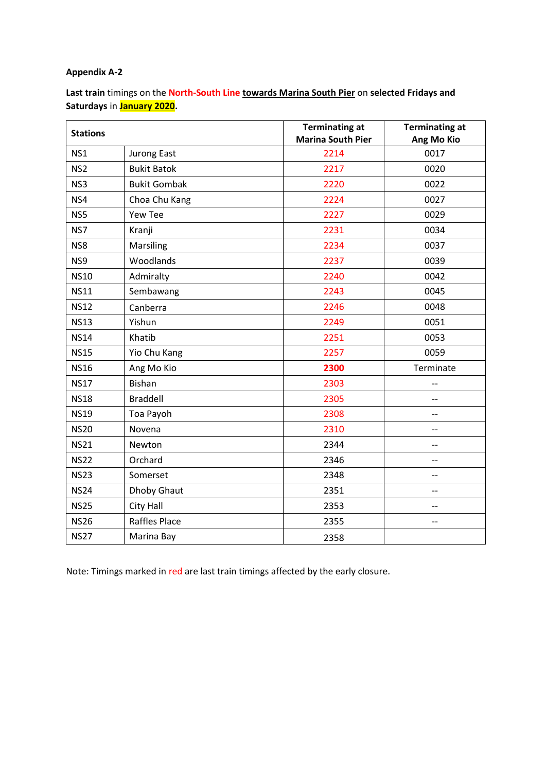**Appendix A-2**

**Last train** timings on the **North-South Line** **towards Marina South Pier** on **selected Fridays and Saturdays** in **January 2020**.

| **Stations** | | **Terminating at Marina South Pier** | **Terminating at Ang Mo Kio** |
|---|---|---|---|
| NS1 | Jurong East | 2214 | 0017 |
| NS2 | Bukit Batok | 2217 | 0020 |
| NS3 | Bukit Gombak | 2220 | 0022 |
| NS4 | Choa Chu Kang | 2224 | 0027 |
| NS5 | Yew Tee | 2227 | 0029 |
| NS7 | Kranji | 2231 | 0034 |
| NS8 | Marsiling | 2234 | 0037 |
| NS9 | Woodlands | 2237 | 0039 |
| NS10 | Admiralty | 2240 | 0042 |
| NS11 | Sembawang | 2243 | 0045 |
| NS12 | Canberra | 2246 | 0048 |
| NS13 | Yishun | 2249 | 0051 |
| NS14 | Khatib | 2251 | 0053 |
| NS15 | Yio Chu Kang | 2257 | 0059 |
| NS16 | Ang Mo Kio | **2300** | Terminate |
| NS17 | Bishan | 2303 | -- |
| NS18 | Braddell | 2305 | -- |
| NS19 | Toa Payoh | 2308 | -- |
| NS20 | Novena | 2310 | -- |
| NS21 | Newton | 2344 | -- |
| NS22 | Orchard | 2346 | -- |
| NS23 | Somerset | 2348 | -- |
| NS24 | Dhoby Ghaut | 2351 | -- |
| NS25 | City Hall | 2353 | -- |
| NS26 | Raffles Place | 2355 | -- |
| NS27 | Marina Bay | 2358 | |

Note: Timings marked in red are last train timings affected by the early closure.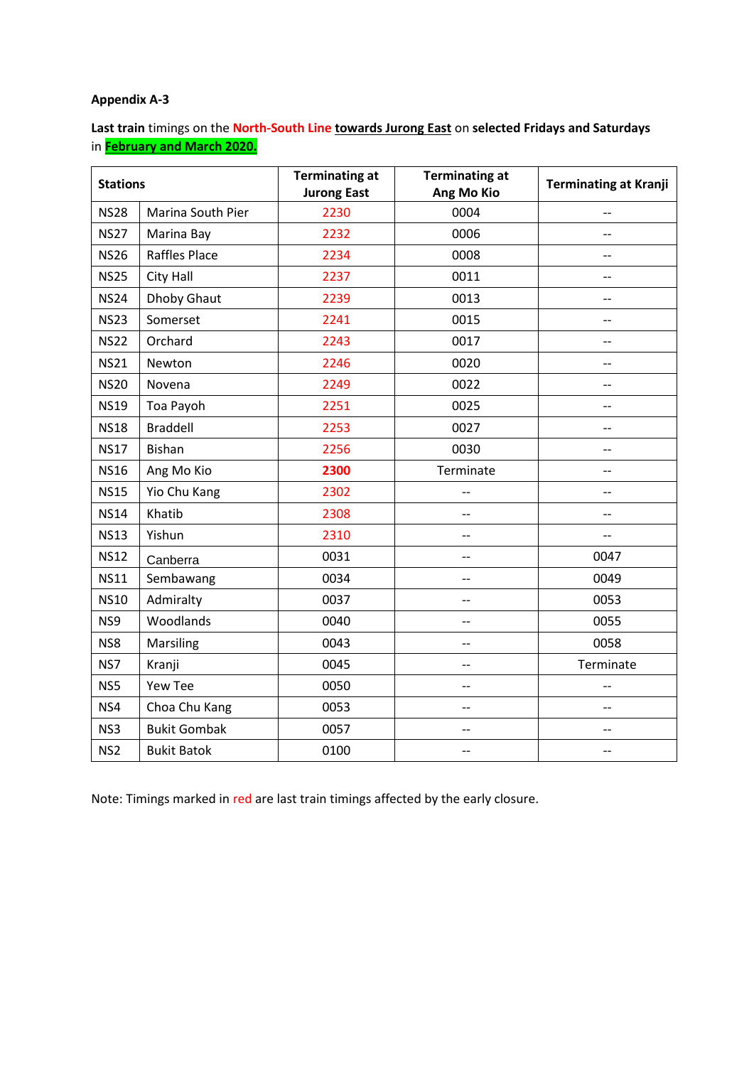**Appendix A-3**

**Last train** timings on the **North-South Line** **towards Jurong East** on **selected Fridays and Saturdays** in **February and March 2020.**

| Stations | | Terminating at Jurong East | Terminating at Ang Mo Kio | Terminating at Kranji |
|---|---|---|---|---|
| NS28 | Marina South Pier | 2230 | 0004 | -- |
| NS27 | Marina Bay | 2232 | 0006 | -- |
| NS26 | Raffles Place | 2234 | 0008 | -- |
| NS25 | City Hall | 2237 | 0011 | -- |
| NS24 | Dhoby Ghaut | 2239 | 0013 | -- |
| NS23 | Somerset | 2241 | 0015 | -- |
| NS22 | Orchard | 2243 | 0017 | -- |
| NS21 | Newton | 2246 | 0020 | -- |
| NS20 | Novena | 2249 | 0022 | -- |
| NS19 | Toa Payoh | 2251 | 0025 | -- |
| NS18 | Braddell | 2253 | 0027 | -- |
| NS17 | Bishan | 2256 | 0030 | -- |
| NS16 | Ang Mo Kio | **2300** | Terminate | -- |
| NS15 | Yio Chu Kang | 2302 | -- | -- |
| NS14 | Khatib | 2308 | -- | -- |
| NS13 | Yishun | 2310 | -- | -- |
| NS12 | Canberra | 0031 | -- | 0047 |
| NS11 | Sembawang | 0034 | -- | 0049 |
| NS10 | Admiralty | 0037 | -- | 0053 |
| NS9 | Woodlands | 0040 | -- | 0055 |
| NS8 | Marsiling | 0043 | -- | 0058 |
| NS7 | Kranji | 0045 | -- | Terminate |
| NS5 | Yew Tee | 0050 | -- | -- |
| NS4 | Choa Chu Kang | 0053 | -- | -- |
| NS3 | Bukit Gombak | 0057 | -- | -- |
| NS2 | Bukit Batok | 0100 | -- | -- |

Note: Timings marked in red are last train timings affected by the early closure.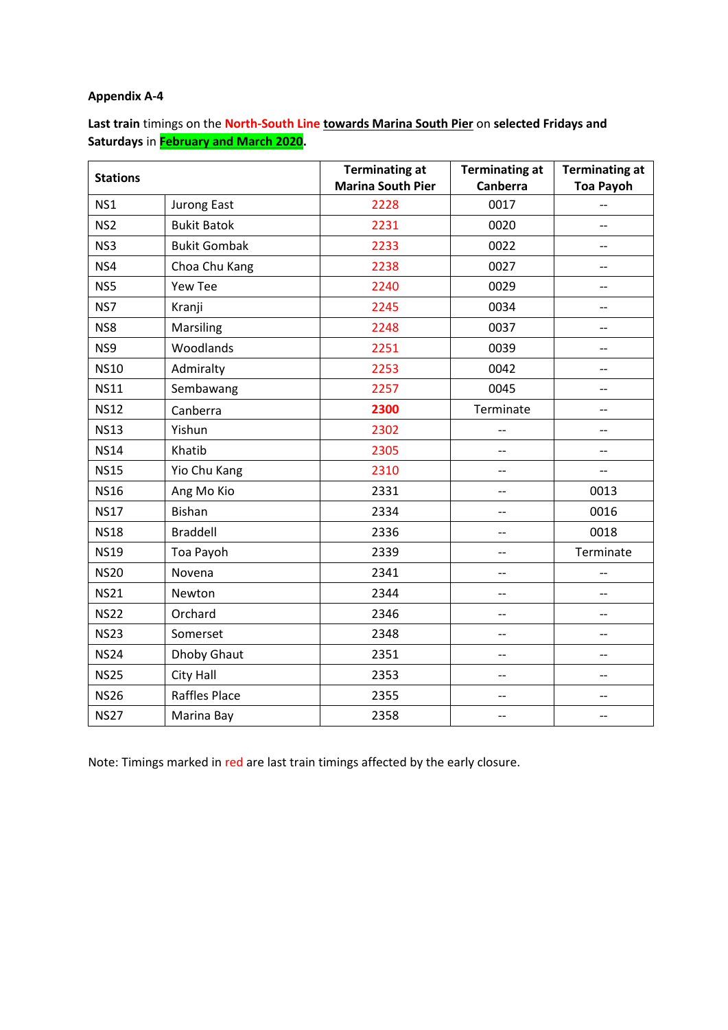**Appendix A-4**

**Last train** timings on the **North-South Line** **towards Marina South Pier** on **selected Fridays and Saturdays** in **February and March 2020**.

| Stations | | Terminating at Marina South Pier | Terminating at Canberra | Terminating at Toa Payoh |
|---|---|---|---|---|
| NS1 | Jurong East | 2228 | 0017 | -- |
| NS2 | Bukit Batok | 2231 | 0020 | -- |
| NS3 | Bukit Gombak | 2233 | 0022 | -- |
| NS4 | Choa Chu Kang | 2238 | 0027 | -- |
| NS5 | Yew Tee | 2240 | 0029 | -- |
| NS7 | Kranji | 2245 | 0034 | -- |
| NS8 | Marsiling | 2248 | 0037 | -- |
| NS9 | Woodlands | 2251 | 0039 | -- |
| NS10 | Admiralty | 2253 | 0042 | -- |
| NS11 | Sembawang | 2257 | 0045 | -- |
| NS12 | Canberra | **2300** | Terminate | -- |
| NS13 | Yishun | 2302 | -- | -- |
| NS14 | Khatib | 2305 | -- | -- |
| NS15 | Yio Chu Kang | 2310 | -- | -- |
| NS16 | Ang Mo Kio | 2331 | -- | 0013 |
| NS17 | Bishan | 2334 | -- | 0016 |
| NS18 | Braddell | 2336 | -- | 0018 |
| NS19 | Toa Payoh | 2339 | -- | Terminate |
| NS20 | Novena | 2341 | -- | -- |
| NS21 | Newton | 2344 | -- | -- |
| NS22 | Orchard | 2346 | -- | -- |
| NS23 | Somerset | 2348 | -- | -- |
| NS24 | Dhoby Ghaut | 2351 | -- | -- |
| NS25 | City Hall | 2353 | -- | -- |
| NS26 | Raffles Place | 2355 | -- | -- |
| NS27 | Marina Bay | 2358 | -- | -- |

Note: Timings marked in red are last train timings affected by the early closure.